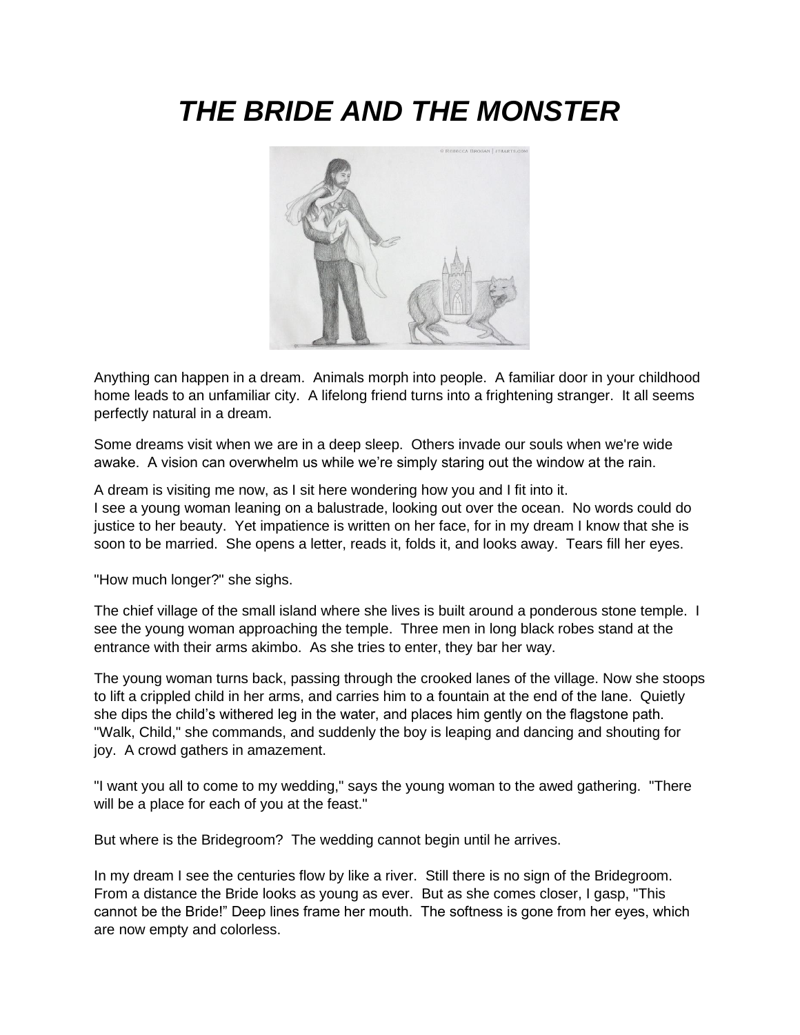# *THE BRIDE AND THE MONSTER*

Anything can happen in a dream. Animals morph into people. A familiar door in your childhood home leads to an unfamiliar city. A lifelong friend turns into a frightening stranger. It all seems perfectly natural in a dream.

Some dreams visit when we are in a deep sleep. Others invade our souls when we're wide awake. A vision can overwhelm us while we're simply staring out the window at the rain.

A dream is visiting me now, as I sit here wondering how you and I fit into it.
I see a young woman leaning on a balustrade, looking out over the ocean. No words could do justice to her beauty. Yet impatience is written on her face, for in my dream I know that she is soon to be married. She opens a letter, reads it, folds it, and looks away. Tears fill her eyes.

"How much longer?" she sighs.

The chief village of the small island where she lives is built around a ponderous stone temple. I see the young woman approaching the temple. Three men in long black robes stand at the entrance with their arms akimbo. As she tries to enter, they bar her way.

The young woman turns back, passing through the crooked lanes of the village. Now she stoops to lift a crippled child in her arms, and carries him to a fountain at the end of the lane. Quietly she dips the child's withered leg in the water, and places him gently on the flagstone path. "Walk, Child," she commands, and suddenly the boy is leaping and dancing and shouting for joy. A crowd gathers in amazement.

"I want you all to come to my wedding," says the young woman to the awed gathering. "There will be a place for each of you at the feast."

But where is the Bridegroom? The wedding cannot begin until he arrives.

In my dream I see the centuries flow by like a river. Still there is no sign of the Bridegroom. From a distance the Bride looks as young as ever. But as she comes closer, I gasp, "This cannot be the Bride!" Deep lines frame her mouth. The softness is gone from her eyes, which are now empty and colorless.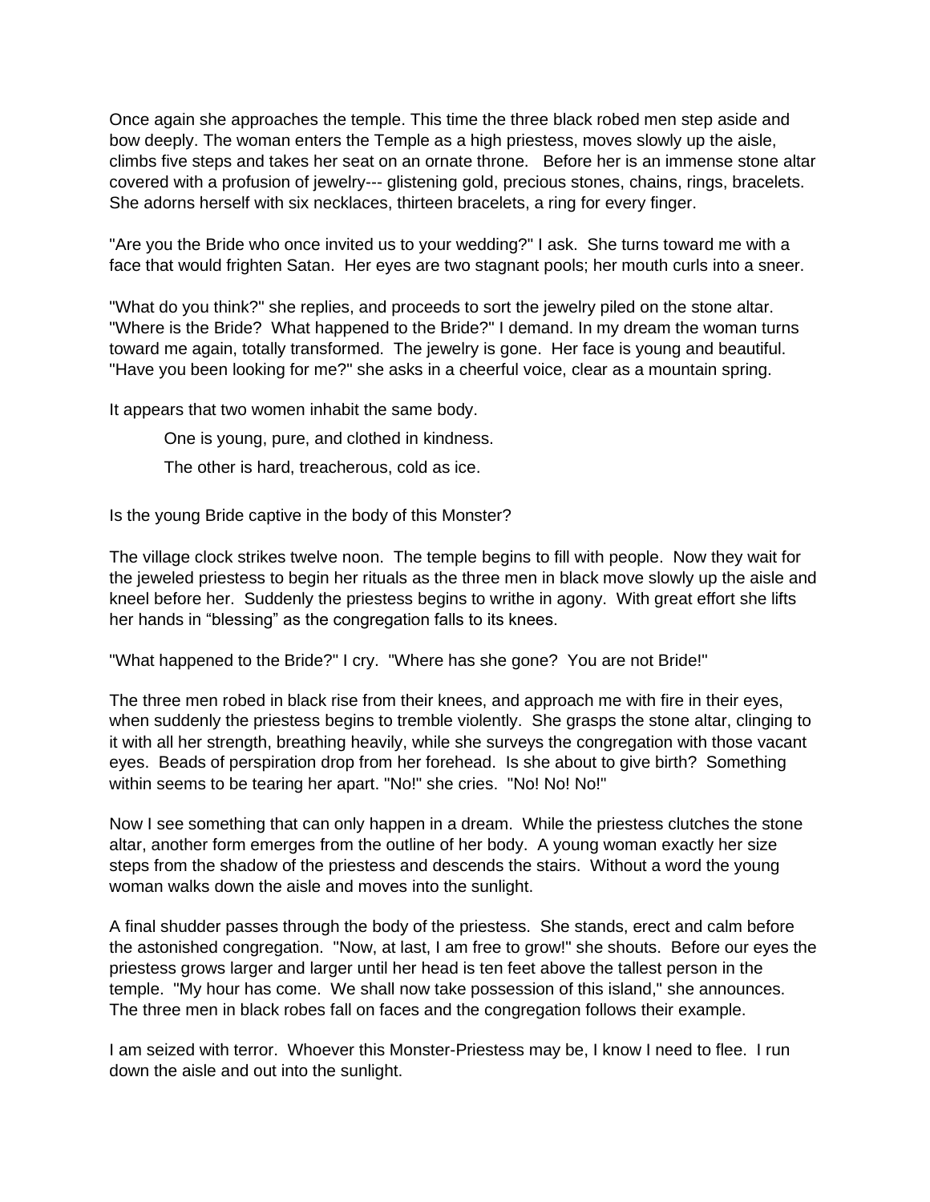Once again she approaches the temple. This time the three black robed men step aside and bow deeply. The woman enters the Temple as a high priestess, moves slowly up the aisle, climbs five steps and takes her seat on an ornate throne. Before her is an immense stone altar covered with a profusion of jewelry--- glistening gold, precious stones, chains, rings, bracelets. She adorns herself with six necklaces, thirteen bracelets, a ring for every finger.

"Are you the Bride who once invited us to your wedding?" I ask. She turns toward me with a face that would frighten Satan. Her eyes are two stagnant pools; her mouth curls into a sneer.

"What do you think?" she replies, and proceeds to sort the jewelry piled on the stone altar. "Where is the Bride? What happened to the Bride?" I demand. In my dream the woman turns toward me again, totally transformed. The jewelry is gone. Her face is young and beautiful. "Have you been looking for me?" she asks in a cheerful voice, clear as a mountain spring.

It appears that two women inhabit the same body.

> One is young, pure, and clothed in kindness.
>
> The other is hard, treacherous, cold as ice.

Is the young Bride captive in the body of this Monster?

The village clock strikes twelve noon. The temple begins to fill with people. Now they wait for the jeweled priestess to begin her rituals as the three men in black move slowly up the aisle and kneel before her. Suddenly the priestess begins to writhe in agony. With great effort she lifts her hands in “blessing” as the congregation falls to its knees.

"What happened to the Bride?" I cry. "Where has she gone? You are not Bride!"

The three men robed in black rise from their knees, and approach me with fire in their eyes, when suddenly the priestess begins to tremble violently. She grasps the stone altar, clinging to it with all her strength, breathing heavily, while she surveys the congregation with those vacant eyes. Beads of perspiration drop from her forehead. Is she about to give birth? Something within seems to be tearing her apart. "No!" she cries. "No! No! No!"

Now I see something that can only happen in a dream. While the priestess clutches the stone altar, another form emerges from the outline of her body. A young woman exactly her size steps from the shadow of the priestess and descends the stairs. Without a word the young woman walks down the aisle and moves into the sunlight.

A final shudder passes through the body of the priestess. She stands, erect and calm before the astonished congregation. "Now, at last, I am free to grow!" she shouts. Before our eyes the priestess grows larger and larger until her head is ten feet above the tallest person in the temple. "My hour has come. We shall now take possession of this island," she announces. The three men in black robes fall on faces and the congregation follows their example.

I am seized with terror. Whoever this Monster-Priestess may be, I know I need to flee. I run down the aisle and out into the sunlight.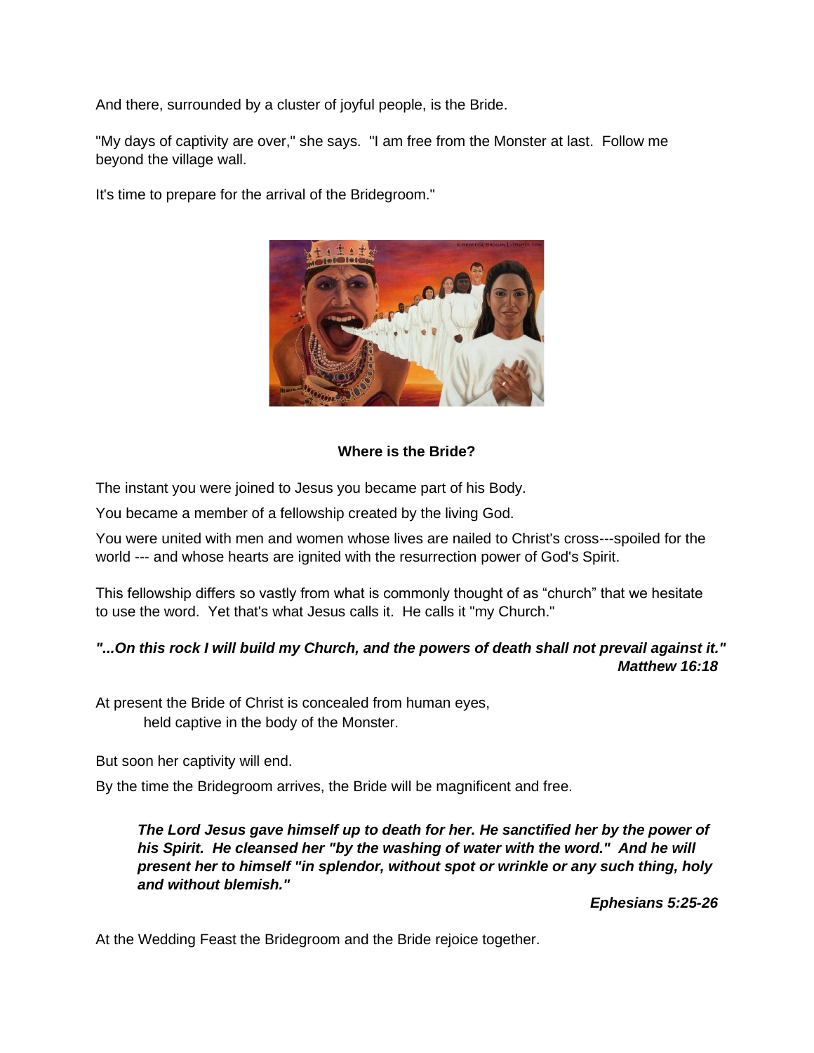And there, surrounded by a cluster of joyful people, is the Bride.

"My days of captivity are over," she says. "I am free from the Monster at last. Follow me beyond the village wall.

It's time to prepare for the arrival of the Bridegroom."

**Where is the Bride?**

The instant you were joined to Jesus you became part of his Body.

You became a member of a fellowship created by the living God.

You were united with men and women whose lives are nailed to Christ's cross---spoiled for the world --- and whose hearts are ignited with the resurrection power of God's Spirit.

This fellowship differs so vastly from what is commonly thought of as "church" that we hesitate to use the word. Yet that's what Jesus calls it. He calls it "my Church."

***"...On this rock I will build my Church, and the powers of death shall not prevail against it."***
***Matthew 16:18***

At present the Bride of Christ is concealed from human eyes,
held captive in the body of the Monster.

But soon her captivity will end.

By the time the Bridegroom arrives, the Bride will be magnificent and free.

> ***The Lord Jesus gave himself up to death for her. He sanctified her by the power of his Spirit. He cleansed her "by the washing of water with the word." And he will present her to himself "in splendor, without spot or wrinkle or any such thing, holy and without blemish."***
>
> ***Ephesians 5:25-26***

At the Wedding Feast the Bridegroom and the Bride rejoice together.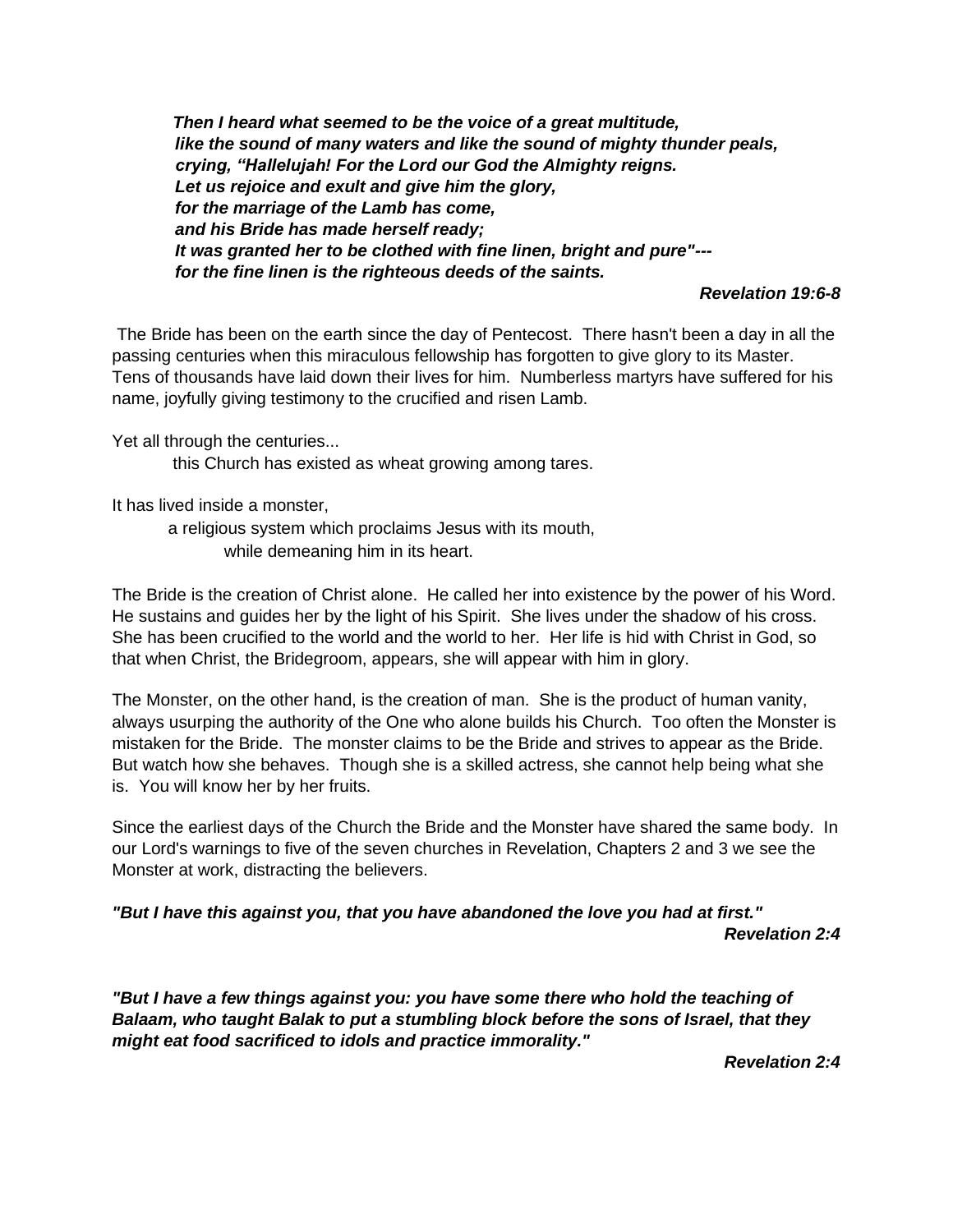*Then I heard what seemed to be the voice of a great multitude,*
*like the sound of many waters and like the sound of mighty thunder peals,*
*crying, "Hallelujah! For the Lord our God the Almighty reigns.*
*Let us rejoice and exult and give him the glory,*
*for the marriage of the Lamb has come,*
*and his Bride has made herself ready;*
*It was granted her to be clothed with fine linen, bright and pure"---*
*for the fine linen is the righteous deeds of the saints.*

***Revelation 19:6-8***

The Bride has been on the earth since the day of Pentecost. There hasn't been a day in all the passing centuries when this miraculous fellowship has forgotten to give glory to its Master. Tens of thousands have laid down their lives for him. Numberless martyrs have suffered for his name, joyfully giving testimony to the crucified and risen Lamb.

Yet all through the centuries...
this Church has existed as wheat growing among tares.

It has lived inside a monster,
a religious system which proclaims Jesus with its mouth,
while demeaning him in its heart.

The Bride is the creation of Christ alone. He called her into existence by the power of his Word. He sustains and guides her by the light of his Spirit. She lives under the shadow of his cross. She has been crucified to the world and the world to her. Her life is hid with Christ in God, so that when Christ, the Bridegroom, appears, she will appear with him in glory.

The Monster, on the other hand, is the creation of man. She is the product of human vanity, always usurping the authority of the One who alone builds his Church. Too often the Monster is mistaken for the Bride. The monster claims to be the Bride and strives to appear as the Bride. But watch how she behaves. Though she is a skilled actress, she cannot help being what she is. You will know her by her fruits.

Since the earliest days of the Church the Bride and the Monster have shared the same body. In our Lord's warnings to five of the seven churches in Revelation, Chapters 2 and 3 we see the Monster at work, distracting the believers.

***"But I have this against you, that you have abandoned the love you had at first."***

***Revelation 2:4***

***"But I have a few things against you: you have some there who hold the teaching of Balaam, who taught Balak to put a stumbling block before the sons of Israel, that they might eat food sacrificed to idols and practice immorality."***

***Revelation 2:4***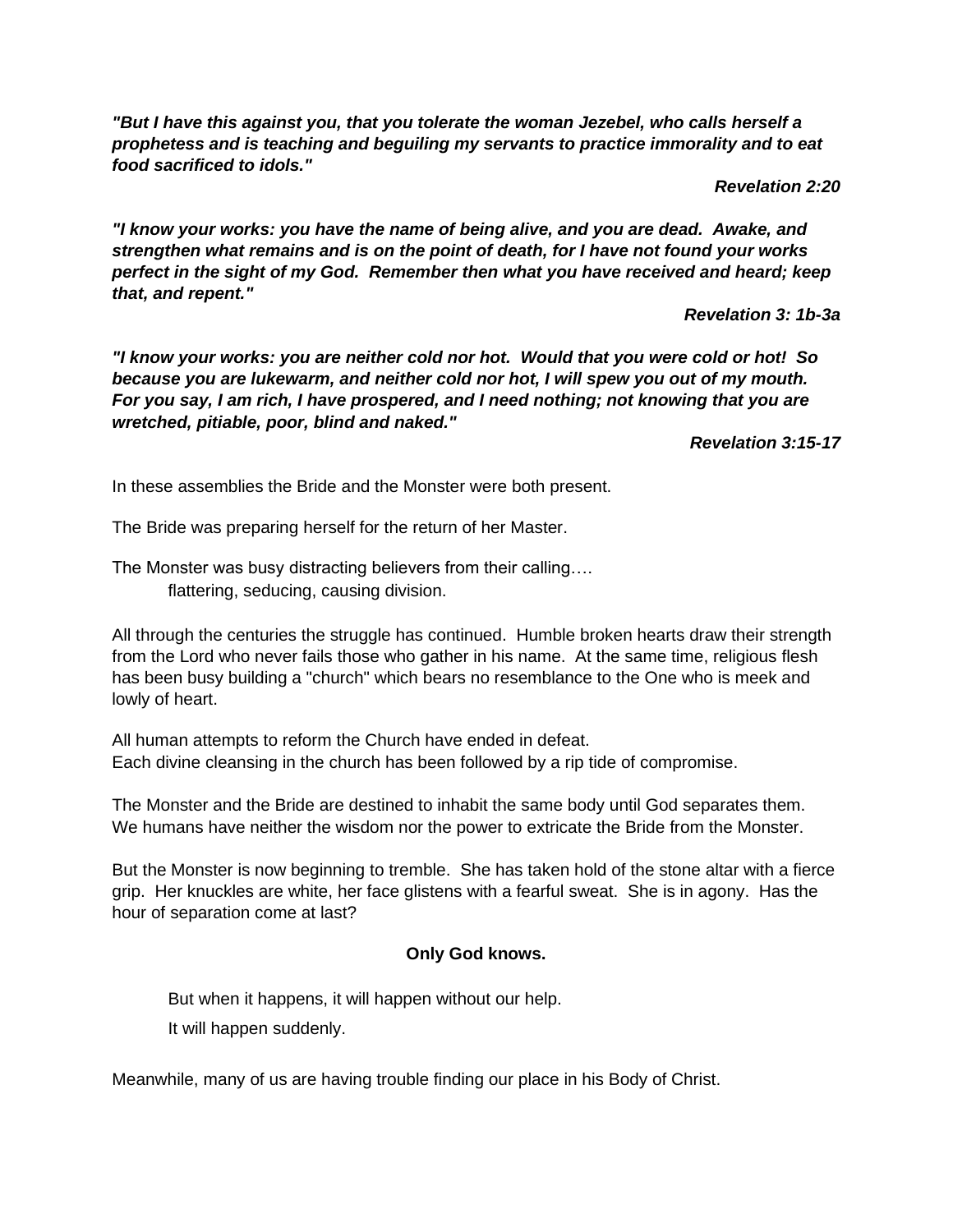***"But I have this against you, that you tolerate the woman Jezebel, who calls herself a prophetess and is teaching and beguiling my servants to practice immorality and to eat food sacrificed to idols."***

***Revelation 2:20***

***"I know your works: you have the name of being alive, and you are dead. Awake, and strengthen what remains and is on the point of death, for I have not found your works perfect in the sight of my God. Remember then what you have received and heard; keep that, and repent."***

***Revelation 3: 1b-3a***

***"I know your works: you are neither cold nor hot. Would that you were cold or hot! So because you are lukewarm, and neither cold nor hot, I will spew you out of my mouth. For you say, I am rich, I have prospered, and I need nothing; not knowing that you are wretched, pitiable, poor, blind and naked."***

***Revelation 3:15-17***

In these assemblies the Bride and the Monster were both present.

The Bride was preparing herself for the return of her Master.

The Monster was busy distracting believers from their calling….
flattering, seducing, causing division.

All through the centuries the struggle has continued. Humble broken hearts draw their strength from the Lord who never fails those who gather in his name. At the same time, religious flesh has been busy building a "church" which bears no resemblance to the One who is meek and lowly of heart.

All human attempts to reform the Church have ended in defeat.
Each divine cleansing in the church has been followed by a rip tide of compromise.

The Monster and the Bride are destined to inhabit the same body until God separates them.
We humans have neither the wisdom nor the power to extricate the Bride from the Monster.

But the Monster is now beginning to tremble. She has taken hold of the stone altar with a fierce grip. Her knuckles are white, her face glistens with a fearful sweat. She is in agony. Has the hour of separation come at last?

**Only God knows.**

But when it happens, it will happen without our help.

It will happen suddenly.

Meanwhile, many of us are having trouble finding our place in his Body of Christ.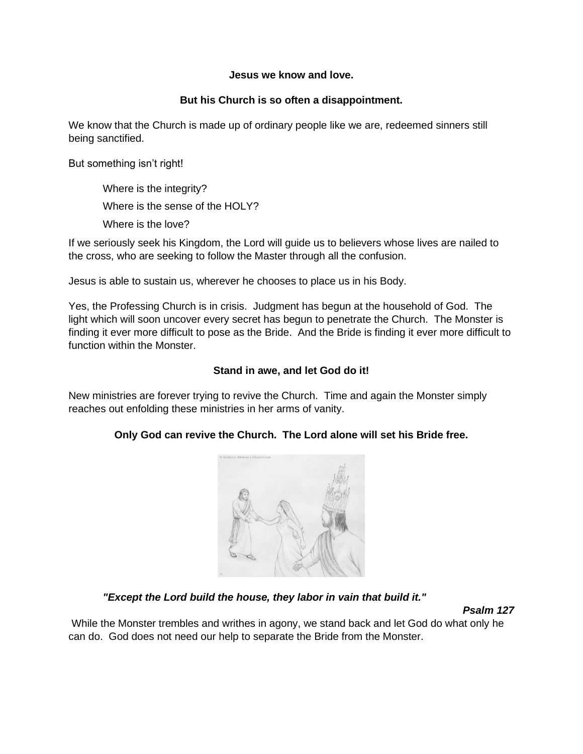**Jesus we know and love.**

**But his Church is so often a disappointment.**

We know that the Church is made up of ordinary people like we are, redeemed sinners still being sanctified.

But something isn't right!

> Where is the integrity?
>
> Where is the sense of the HOLY?
>
> Where is the love?

If we seriously seek his Kingdom, the Lord will guide us to believers whose lives are nailed to the cross, who are seeking to follow the Master through all the confusion.

Jesus is able to sustain us, wherever he chooses to place us in his Body.

Yes, the Professing Church is in crisis. Judgment has begun at the household of God. The light which will soon uncover every secret has begun to penetrate the Church. The Monster is finding it ever more difficult to pose as the Bride. And the Bride is finding it ever more difficult to function within the Monster.

**Stand in awe, and let God do it!**

New ministries are forever trying to revive the Church. Time and again the Monster simply reaches out enfolding these ministries in her arms of vanity.

**Only God can revive the Church. The Lord alone will set his Bride free.**

***"Except the Lord build the house, they labor in vain that build it."***

***Psalm 127***

While the Monster trembles and writhes in agony, we stand back and let God do what only he can do. God does not need our help to separate the Bride from the Monster.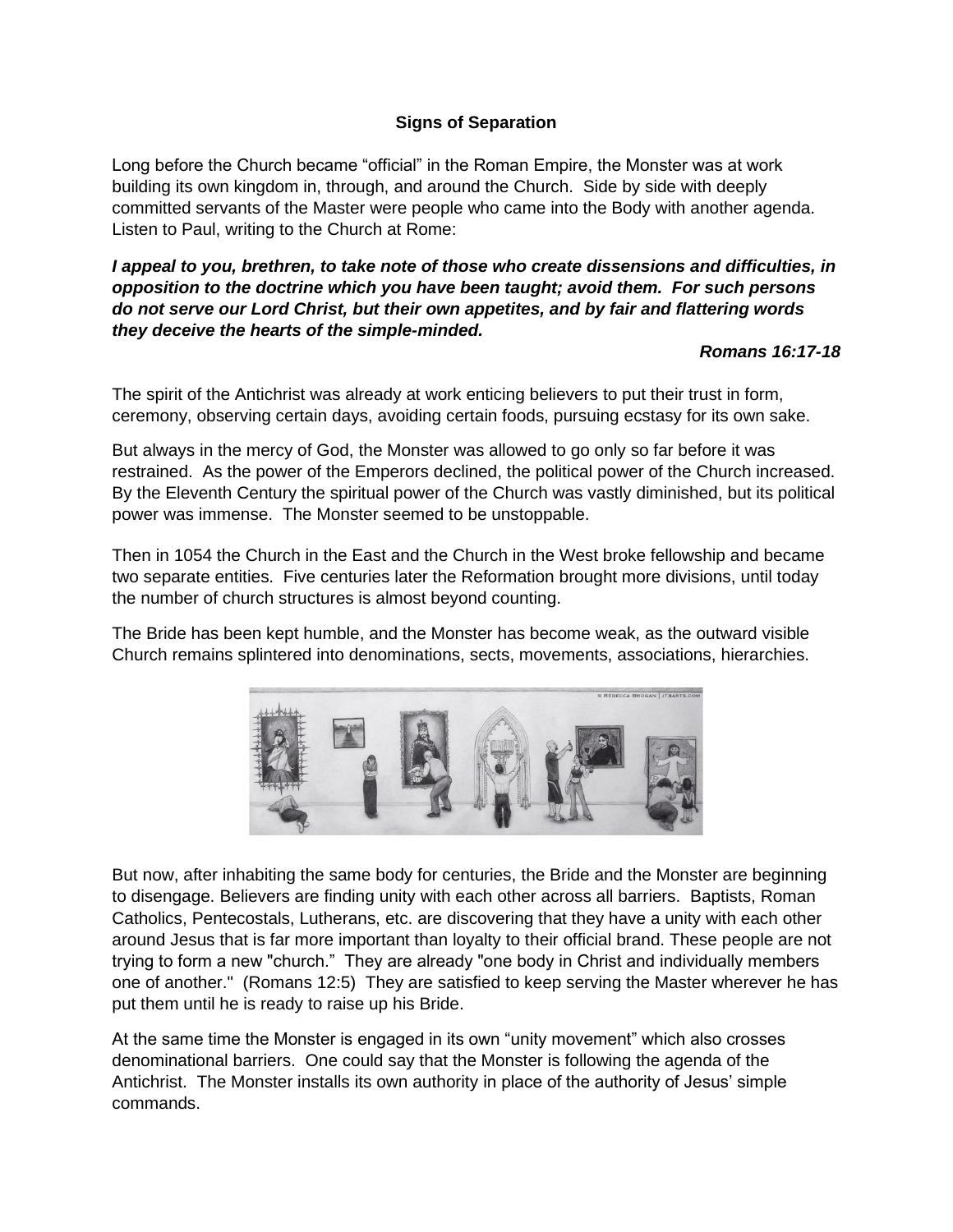## Signs of Separation

Long before the Church became "official" in the Roman Empire, the Monster was at work building its own kingdom in, through, and around the Church. Side by side with deeply committed servants of the Master were people who came into the Body with another agenda. Listen to Paul, writing to the Church at Rome:

***I appeal to you, brethren, to take note of those who create dissensions and difficulties, in opposition to the doctrine which you have been taught; avoid them. For such persons do not serve our Lord Christ, but their own appetites, and by fair and flattering words they deceive the hearts of the simple-minded.***

***Romans 16:17-18***

The spirit of the Antichrist was already at work enticing believers to put their trust in form, ceremony, observing certain days, avoiding certain foods, pursuing ecstasy for its own sake.

But always in the mercy of God, the Monster was allowed to go only so far before it was restrained. As the power of the Emperors declined, the political power of the Church increased. By the Eleventh Century the spiritual power of the Church was vastly diminished, but its political power was immense. The Monster seemed to be unstoppable.

Then in 1054 the Church in the East and the Church in the West broke fellowship and became two separate entities. Five centuries later the Reformation brought more divisions, until today the number of church structures is almost beyond counting.

The Bride has been kept humble, and the Monster has become weak, as the outward visible Church remains splintered into denominations, sects, movements, associations, hierarchies.

But now, after inhabiting the same body for centuries, the Bride and the Monster are beginning to disengage. Believers are finding unity with each other across all barriers. Baptists, Roman Catholics, Pentecostals, Lutherans, etc. are discovering that they have a unity with each other around Jesus that is far more important than loyalty to their official brand. These people are not trying to form a new "church." They are already "one body in Christ and individually members one of another." (Romans 12:5) They are satisfied to keep serving the Master wherever he has put them until he is ready to raise up his Bride.

At the same time the Monster is engaged in its own "unity movement" which also crosses denominational barriers. One could say that the Monster is following the agenda of the Antichrist. The Monster installs its own authority in place of the authority of Jesus' simple commands.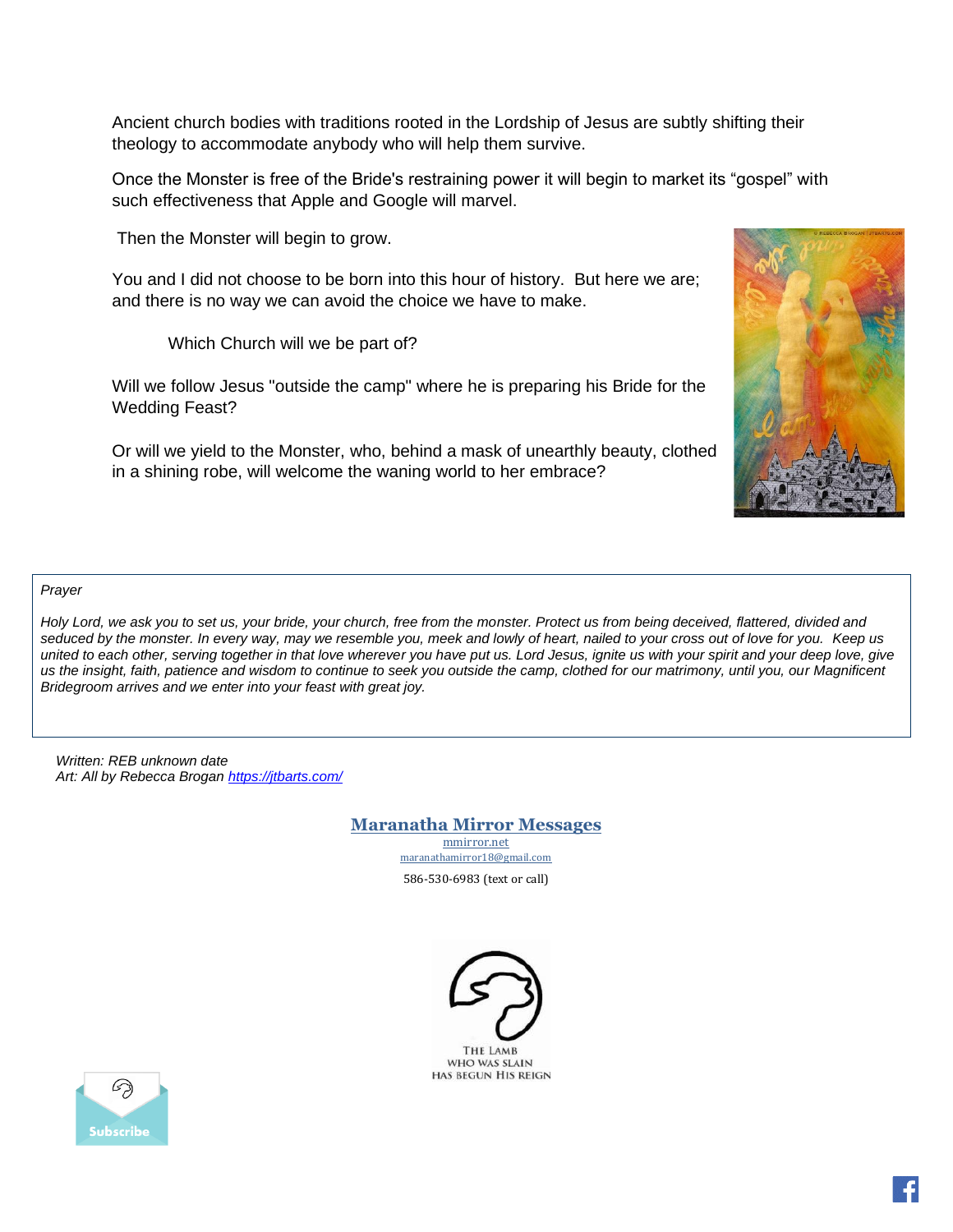Ancient church bodies with traditions rooted in the Lordship of Jesus are subtly shifting their theology to accommodate anybody who will help them survive.

Once the Monster is free of the Bride's restraining power it will begin to market its "gospel" with such effectiveness that Apple and Google will marvel.

Then the Monster will begin to grow.

You and I did not choose to be born into this hour of history. But here we are; and there is no way we can avoid the choice we have to make.

Which Church will we be part of?

Will we follow Jesus "outside the camp" where he is preparing his Bride for the Wedding Feast?

Or will we yield to the Monster, who, behind a mask of unearthly beauty, clothed in a shining robe, will welcome the waning world to her embrace?

*Prayer*

*Holy Lord, we ask you to set us, your bride, your church, free from the monster. Protect us from being deceived, flattered, divided and seduced by the monster. In every way, may we resemble you, meek and lowly of heart, nailed to your cross out of love for you. Keep us united to each other, serving together in that love wherever you have put us. Lord Jesus, ignite us with your spirit and your deep love, give us the insight, faith, patience and wisdom to continue to seek you outside the camp, clothed for our matrimony, until you, our Magnificent Bridegroom arrives and we enter into your feast with great joy.*

*Written: REB unknown date*
*Art: All by Rebecca Brogan https://jtbarts.com/*

**Maranatha Mirror Messages**
mmirror.net
maranathamirror18@gmail.com
586-530-6983 (text or call)

THE LAMB WHO WAS SLAIN HAS BEGUN HIS REIGN

Subscribe